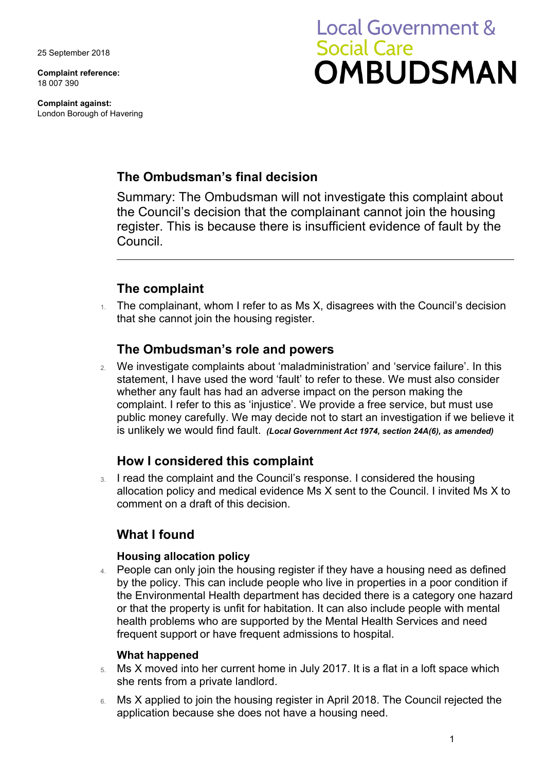25 September 2018

**Complaint reference:**
18 007 390

**Complaint against:**
London Borough of Havering

# Local Government & Social Care OMBUDSMAN

## The Ombudsman's final decision

Summary: The Ombudsman will not investigate this complaint about the Council's decision that the complainant cannot join the housing register. This is because there is insufficient evidence of fault by the Council.

---

## The complaint

1. The complainant, whom I refer to as Ms X, disagrees with the Council's decision that she cannot join the housing register.

## The Ombudsman's role and powers

2. We investigate complaints about 'maladministration' and 'service failure'. In this statement, I have used the word 'fault' to refer to these. We must also consider whether any fault has had an adverse impact on the person making the complaint. I refer to this as 'injustice'. We provide a free service, but must use public money carefully. We may decide not to start an investigation if we believe it is unlikely we would find fault. ***(Local Government Act 1974, section 24A(6), as amended)***

## How I considered this complaint

3. I read the complaint and the Council's response. I considered the housing allocation policy and medical evidence Ms X sent to the Council. I invited Ms X to comment on a draft of this decision.

## What I found

### Housing allocation policy

4. People can only join the housing register if they have a housing need as defined by the policy. This can include people who live in properties in a poor condition if the Environmental Health department has decided there is a category one hazard or that the property is unfit for habitation. It can also include people with mental health problems who are supported by the Mental Health Services and need frequent support or have frequent admissions to hospital.

### What happened

5. Ms X moved into her current home in July 2017. It is a flat in a loft space which she rents from a private landlord.
6. Ms X applied to join the housing register in April 2018. The Council rejected the application because she does not have a housing need.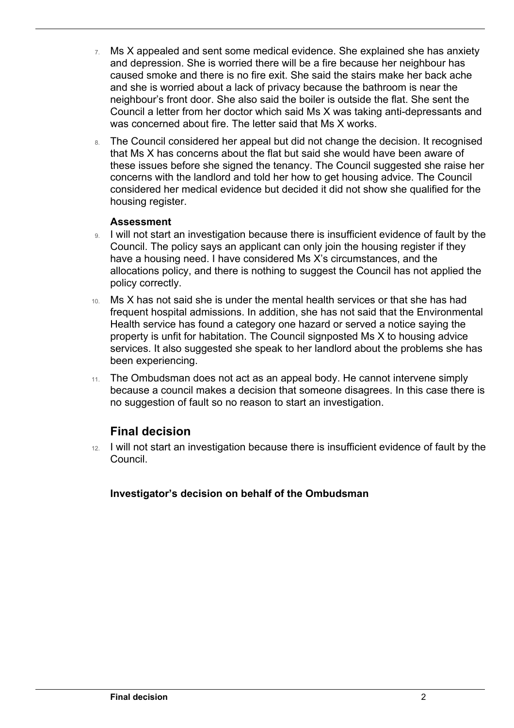7. Ms X appealed and sent some medical evidence. She explained she has anxiety and depression. She is worried there will be a fire because her neighbour has caused smoke and there is no fire exit. She said the stairs make her back ache and she is worried about a lack of privacy because the bathroom is near the neighbour's front door. She also said the boiler is outside the flat. She sent the Council a letter from her doctor which said Ms X was taking anti-depressants and was concerned about fire. The letter said that Ms X works.

8. The Council considered her appeal but did not change the decision. It recognised that Ms X has concerns about the flat but said she would have been aware of these issues before she signed the tenancy. The Council suggested she raise her concerns with the landlord and told her how to get housing advice. The Council considered her medical evidence but decided it did not show she qualified for the housing register.

**Assessment**

9. I will not start an investigation because there is insufficient evidence of fault by the Council. The policy says an applicant can only join the housing register if they have a housing need. I have considered Ms X's circumstances, and the allocations policy, and there is nothing to suggest the Council has not applied the policy correctly.

10. Ms X has not said she is under the mental health services or that she has had frequent hospital admissions. In addition, she has not said that the Environmental Health service has found a category one hazard or served a notice saying the property is unfit for habitation. The Council signposted Ms X to housing advice services. It also suggested she speak to her landlord about the problems she has been experiencing.

11. The Ombudsman does not act as an appeal body. He cannot intervene simply because a council makes a decision that someone disagrees. In this case there is no suggestion of fault so no reason to start an investigation.

## Final decision

12. I will not start an investigation because there is insufficient evidence of fault by the Council.

**Investigator's decision on behalf of the Ombudsman**